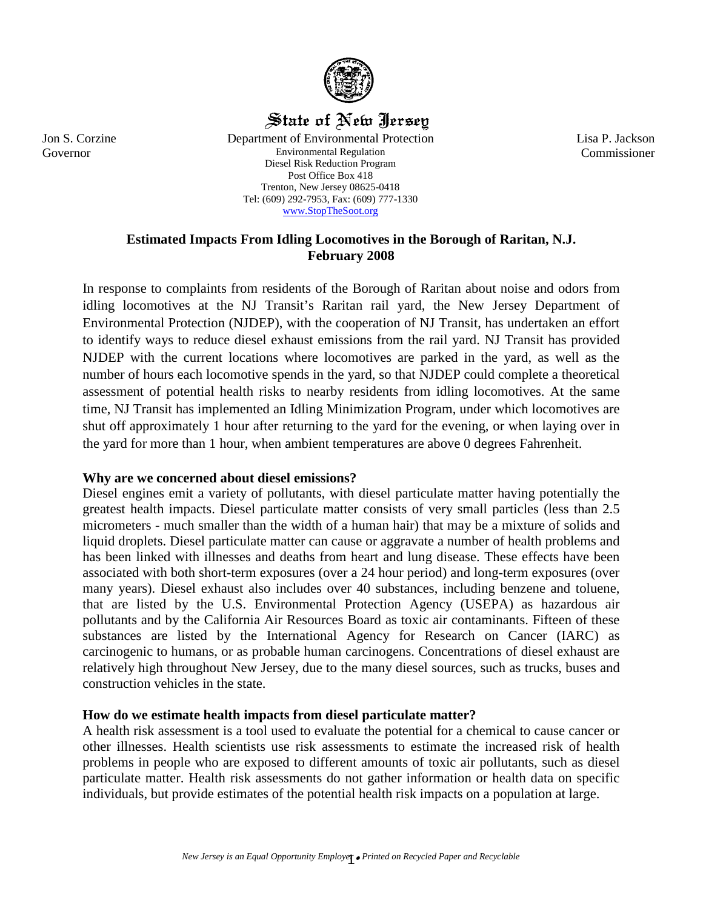State of New Jersey

Jon S. Corzine
Governor

Department of Environmental Protection
Environmental Regulation
Diesel Risk Reduction Program
Post Office Box 418
Trenton, New Jersey 08625-0418
Tel: (609) 292-7953, Fax: (609) 777-1330
www.StopTheSoot.org

Lisa P. Jackson
Commissioner

## Estimated Impacts From Idling Locomotives in the Borough of Raritan, N.J.
## February 2008

In response to complaints from residents of the Borough of Raritan about noise and odors from idling locomotives at the NJ Transit's Raritan rail yard, the New Jersey Department of Environmental Protection (NJDEP), with the cooperation of NJ Transit, has undertaken an effort to identify ways to reduce diesel exhaust emissions from the rail yard. NJ Transit has provided NJDEP with the current locations where locomotives are parked in the yard, as well as the number of hours each locomotive spends in the yard, so that NJDEP could complete a theoretical assessment of potential health risks to nearby residents from idling locomotives. At the same time, NJ Transit has implemented an Idling Minimization Program, under which locomotives are shut off approximately 1 hour after returning to the yard for the evening, or when laying over in the yard for more than 1 hour, when ambient temperatures are above 0 degrees Fahrenheit.

### Why are we concerned about diesel emissions?

Diesel engines emit a variety of pollutants, with diesel particulate matter having potentially the greatest health impacts. Diesel particulate matter consists of very small particles (less than 2.5 micrometers - much smaller than the width of a human hair) that may be a mixture of solids and liquid droplets. Diesel particulate matter can cause or aggravate a number of health problems and has been linked with illnesses and deaths from heart and lung disease. These effects have been associated with both short-term exposures (over a 24 hour period) and long-term exposures (over many years). Diesel exhaust also includes over 40 substances, including benzene and toluene, that are listed by the U.S. Environmental Protection Agency (USEPA) as hazardous air pollutants and by the California Air Resources Board as toxic air contaminants. Fifteen of these substances are listed by the International Agency for Research on Cancer (IARC) as carcinogenic to humans, or as probable human carcinogens. Concentrations of diesel exhaust are relatively high throughout New Jersey, due to the many diesel sources, such as trucks, buses and construction vehicles in the state.

### How do we estimate health impacts from diesel particulate matter?

A health risk assessment is a tool used to evaluate the potential for a chemical to cause cancer or other illnesses. Health scientists use risk assessments to estimate the increased risk of health problems in people who are exposed to different amounts of toxic air pollutants, such as diesel particulate matter. Health risk assessments do not gather information or health data on specific individuals, but provide estimates of the potential health risk impacts on a population at large.

*New Jersey is an Equal Opportunity Employer • Printed on Recycled Paper and Recyclable*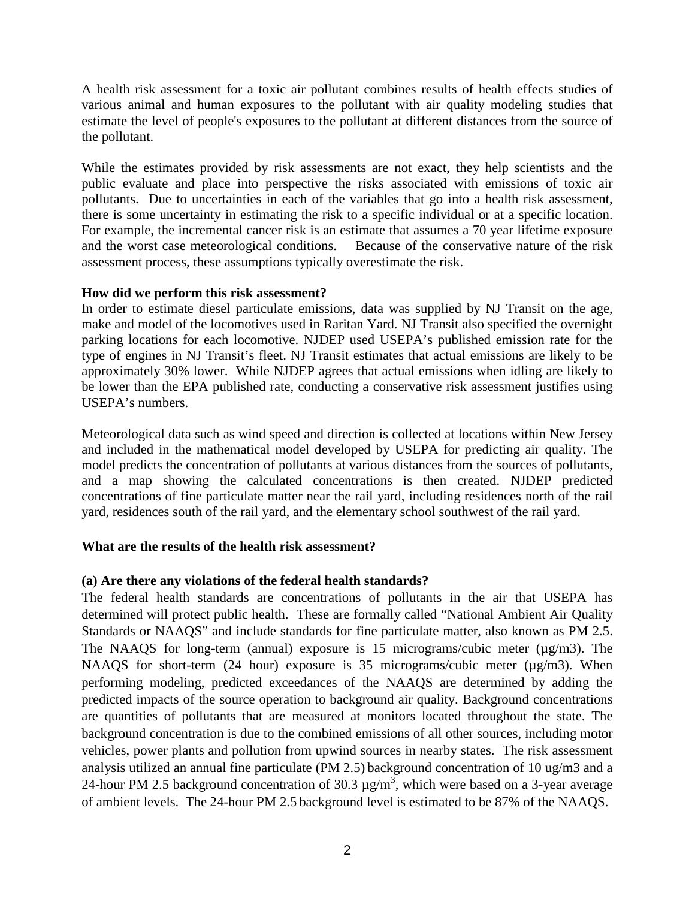A health risk assessment for a toxic air pollutant combines results of health effects studies of various animal and human exposures to the pollutant with air quality modeling studies that estimate the level of people's exposures to the pollutant at different distances from the source of the pollutant.

While the estimates provided by risk assessments are not exact, they help scientists and the public evaluate and place into perspective the risks associated with emissions of toxic air pollutants. Due to uncertainties in each of the variables that go into a health risk assessment, there is some uncertainty in estimating the risk to a specific individual or at a specific location. For example, the incremental cancer risk is an estimate that assumes a 70 year lifetime exposure and the worst case meteorological conditions. Because of the conservative nature of the risk assessment process, these assumptions typically overestimate the risk.

**How did we perform this risk assessment?**

In order to estimate diesel particulate emissions, data was supplied by NJ Transit on the age, make and model of the locomotives used in Raritan Yard. NJ Transit also specified the overnight parking locations for each locomotive. NJDEP used USEPA's published emission rate for the type of engines in NJ Transit's fleet. NJ Transit estimates that actual emissions are likely to be approximately 30% lower. While NJDEP agrees that actual emissions when idling are likely to be lower than the EPA published rate, conducting a conservative risk assessment justifies using USEPA's numbers.

Meteorological data such as wind speed and direction is collected at locations within New Jersey and included in the mathematical model developed by USEPA for predicting air quality. The model predicts the concentration of pollutants at various distances from the sources of pollutants, and a map showing the calculated concentrations is then created. NJDEP predicted concentrations of fine particulate matter near the rail yard, including residences north of the rail yard, residences south of the rail yard, and the elementary school southwest of the rail yard.

**What are the results of the health risk assessment?**

**(a) Are there any violations of the federal health standards?**

The federal health standards are concentrations of pollutants in the air that USEPA has determined will protect public health. These are formally called "National Ambient Air Quality Standards or NAAQS" and include standards for fine particulate matter, also known as PM 2.5. The NAAQS for long-term (annual) exposure is 15 micrograms/cubic meter (µg/m3). The NAAQS for short-term (24 hour) exposure is 35 micrograms/cubic meter (µg/m3). When performing modeling, predicted exceedances of the NAAQS are determined by adding the predicted impacts of the source operation to background air quality. Background concentrations are quantities of pollutants that are measured at monitors located throughout the state. The background concentration is due to the combined emissions of all other sources, including motor vehicles, power plants and pollution from upwind sources in nearby states. The risk assessment analysis utilized an annual fine particulate (PM 2.5) background concentration of 10 ug/m3 and a 24-hour PM 2.5 background concentration of 30.3 $\mu g/m^3$, which were based on a 3-year average of ambient levels. The 24-hour PM 2.5 background level is estimated to be 87% of the NAAQS.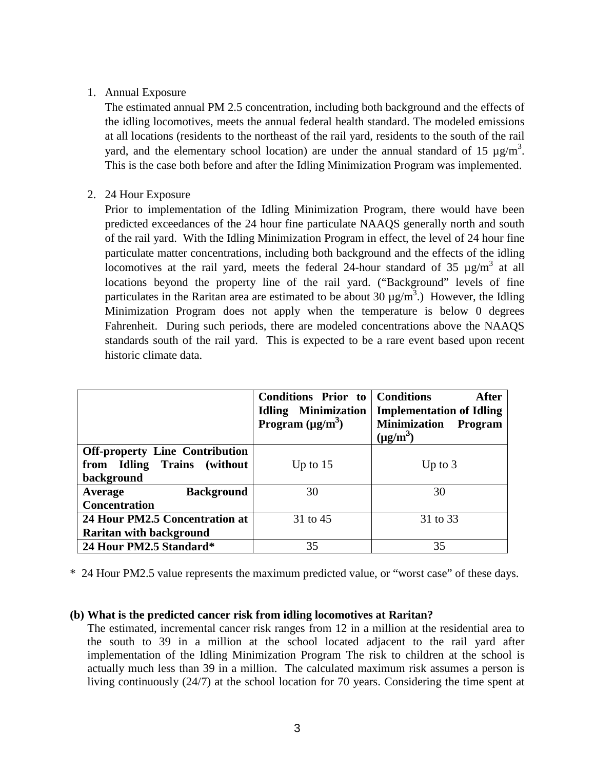1. Annual Exposure

   The estimated annual PM 2.5 concentration, including both background and the effects of the idling locomotives, meets the annual federal health standard. The modeled emissions at all locations (residents to the northeast of the rail yard, residents to the south of the rail yard, and the elementary school location) are under the annual standard of 15 µg/m$^3$. This is the case both before and after the Idling Minimization Program was implemented.

2. 24 Hour Exposure

   Prior to implementation of the Idling Minimization Program, there would have been predicted exceedances of the 24 hour fine particulate NAAQS generally north and south of the rail yard. With the Idling Minimization Program in effect, the level of 24 hour fine particulate matter concentrations, including both background and the effects of the idling locomotives at the rail yard, meets the federal 24-hour standard of 35 µg/m$^3$ at all locations beyond the property line of the rail yard. ("Background" levels of fine particulates in the Raritan area are estimated to be about 30 µg/m$^3$.) However, the Idling Minimization Program does not apply when the temperature is below 0 degrees Fahrenheit. During such periods, there are modeled concentrations above the NAAQS standards south of the rail yard. This is expected to be a rare event based upon recent historic climate data.

| | **Conditions Prior to Idling Minimization Program (µg/m$^3$)** | **Conditions After Implementation of Idling Minimization Program (µg/m$^3$)** |
|---|---|---|
| **Off-property Line Contribution from Idling Trains (without background** | Up to 15 | Up to 3 |
| **Average Background Concentration** | 30 | 30 |
| **24 Hour PM2.5 Concentration at Raritan with background** | 31 to 45 | 31 to 33 |
| **24 Hour PM2.5 Standard*** | 35 | 35 |

\* 24 Hour PM2.5 value represents the maximum predicted value, or "worst case" of these days.

**(b) What is the predicted cancer risk from idling locomotives at Raritan?**

The estimated, incremental cancer risk ranges from 12 in a million at the residential area to the south to 39 in a million at the school located adjacent to the rail yard after implementation of the Idling Minimization Program The risk to children at the school is actually much less than 39 in a million. The calculated maximum risk assumes a person is living continuously (24/7) at the school location for 70 years. Considering the time spent at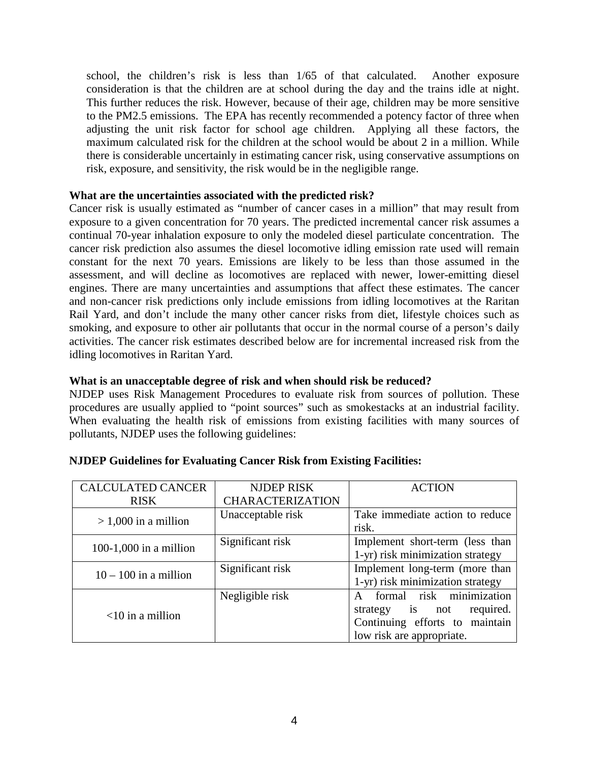school, the children's risk is less than 1/65 of that calculated. Another exposure consideration is that the children are at school during the day and the trains idle at night. This further reduces the risk. However, because of their age, children may be more sensitive to the PM2.5 emissions. The EPA has recently recommended a potency factor of three when adjusting the unit risk factor for school age children. Applying all these factors, the maximum calculated risk for the children at the school would be about 2 in a million. While there is considerable uncertainly in estimating cancer risk, using conservative assumptions on risk, exposure, and sensitivity, the risk would be in the negligible range.

**What are the uncertainties associated with the predicted risk?**

Cancer risk is usually estimated as "number of cancer cases in a million" that may result from exposure to a given concentration for 70 years. The predicted incremental cancer risk assumes a continual 70-year inhalation exposure to only the modeled diesel particulate concentration. The cancer risk prediction also assumes the diesel locomotive idling emission rate used will remain constant for the next 70 years. Emissions are likely to be less than those assumed in the assessment, and will decline as locomotives are replaced with newer, lower-emitting diesel engines. There are many uncertainties and assumptions that affect these estimates. The cancer and non-cancer risk predictions only include emissions from idling locomotives at the Raritan Rail Yard, and don't include the many other cancer risks from diet, lifestyle choices such as smoking, and exposure to other air pollutants that occur in the normal course of a person's daily activities. The cancer risk estimates described below are for incremental increased risk from the idling locomotives in Raritan Yard.

**What is an unacceptable degree of risk and when should risk be reduced?**

NJDEP uses Risk Management Procedures to evaluate risk from sources of pollution. These procedures are usually applied to "point sources" such as smokestacks at an industrial facility. When evaluating the health risk of emissions from existing facilities with many sources of pollutants, NJDEP uses the following guidelines:

**NJDEP Guidelines for Evaluating Cancer Risk from Existing Facilities:**

| CALCULATED CANCER RISK | NJDEP RISK CHARACTERIZATION | ACTION |
|---|---|---|
| > 1,000 in a million | Unacceptable risk | Take immediate action to reduce risk. |
| 100-1,000 in a million | Significant risk | Implement short-term (less than 1-yr) risk minimization strategy |
| 10 – 100 in a million | Significant risk | Implement long-term (more than 1-yr) risk minimization strategy |
| <10 in a million | Negligible risk | A formal risk minimization strategy is not required. Continuing efforts to maintain low risk are appropriate. |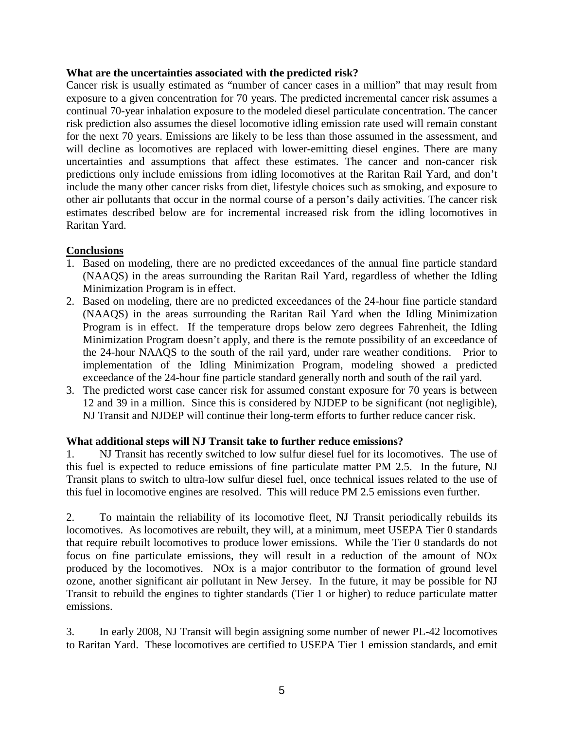**What are the uncertainties associated with the predicted risk?**

Cancer risk is usually estimated as "number of cancer cases in a million" that may result from exposure to a given concentration for 70 years. The predicted incremental cancer risk assumes a continual 70-year inhalation exposure to the modeled diesel particulate concentration. The cancer risk prediction also assumes the diesel locomotive idling emission rate used will remain constant for the next 70 years. Emissions are likely to be less than those assumed in the assessment, and will decline as locomotives are replaced with lower-emitting diesel engines. There are many uncertainties and assumptions that affect these estimates. The cancer and non-cancer risk predictions only include emissions from idling locomotives at the Raritan Rail Yard, and don't include the many other cancer risks from diet, lifestyle choices such as smoking, and exposure to other air pollutants that occur in the normal course of a person's daily activities. The cancer risk estimates described below are for incremental increased risk from the idling locomotives in Raritan Yard.

**Conclusions**

1. Based on modeling, there are no predicted exceedances of the annual fine particle standard (NAAQS) in the areas surrounding the Raritan Rail Yard, regardless of whether the Idling Minimization Program is in effect.
2. Based on modeling, there are no predicted exceedances of the 24-hour fine particle standard (NAAQS) in the areas surrounding the Raritan Rail Yard when the Idling Minimization Program is in effect. If the temperature drops below zero degrees Fahrenheit, the Idling Minimization Program doesn't apply, and there is the remote possibility of an exceedance of the 24-hour NAAQS to the south of the rail yard, under rare weather conditions. Prior to implementation of the Idling Minimization Program, modeling showed a predicted exceedance of the 24-hour fine particle standard generally north and south of the rail yard.
3. The predicted worst case cancer risk for assumed constant exposure for 70 years is between 12 and 39 in a million. Since this is considered by NJDEP to be significant (not negligible), NJ Transit and NJDEP will continue their long-term efforts to further reduce cancer risk.

**What additional steps will NJ Transit take to further reduce emissions?**

1. NJ Transit has recently switched to low sulfur diesel fuel for its locomotives. The use of this fuel is expected to reduce emissions of fine particulate matter PM 2.5. In the future, NJ Transit plans to switch to ultra-low sulfur diesel fuel, once technical issues related to the use of this fuel in locomotive engines are resolved. This will reduce PM 2.5 emissions even further.

2. To maintain the reliability of its locomotive fleet, NJ Transit periodically rebuilds its locomotives. As locomotives are rebuilt, they will, at a minimum, meet USEPA Tier 0 standards that require rebuilt locomotives to produce lower emissions. While the Tier 0 standards do not focus on fine particulate emissions, they will result in a reduction of the amount of $NO_x$ produced by the locomotives. $NO_x$ is a major contributor to the formation of ground level ozone, another significant air pollutant in New Jersey. In the future, it may be possible for NJ Transit to rebuild the engines to tighter standards (Tier 1 or higher) to reduce particulate matter emissions.

3. In early 2008, NJ Transit will begin assigning some number of newer PL-42 locomotives to Raritan Yard. These locomotives are certified to USEPA Tier 1 emission standards, and emit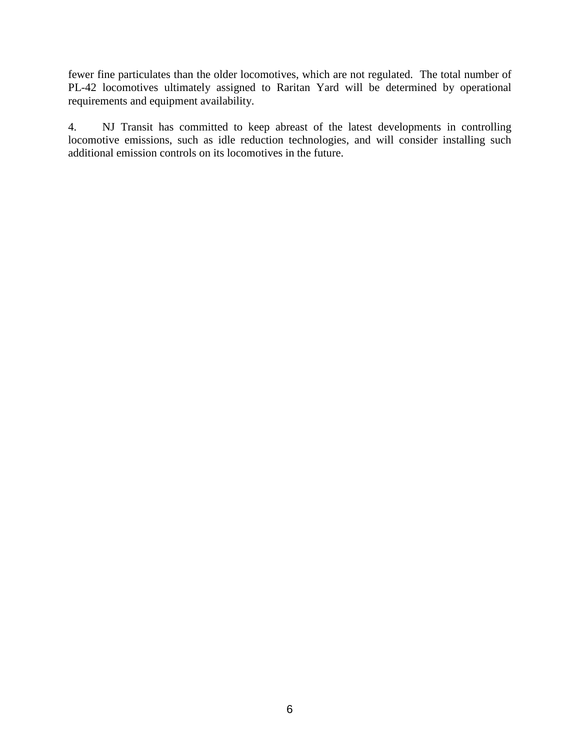fewer fine particulates than the older locomotives, which are not regulated. The total number of PL-42 locomotives ultimately assigned to Raritan Yard will be determined by operational requirements and equipment availability.

4. NJ Transit has committed to keep abreast of the latest developments in controlling locomotive emissions, such as idle reduction technologies, and will consider installing such additional emission controls on its locomotives in the future.